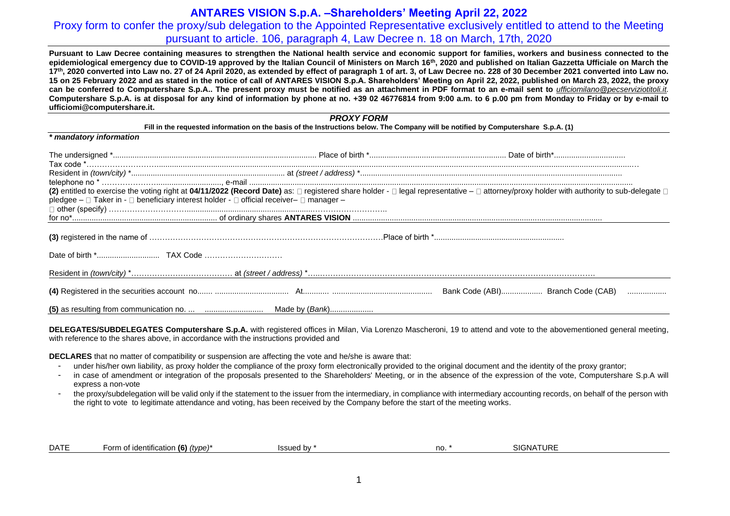# ANTARES VISION S.p.A. –Shareholders' Meeting April 22, 2022

## Proxy form to confer the proxy/sub delegation to the Appointed Representative exclusively entitled to attend to the Meeting pursuant to article. 106, paragraph 4, Law Decree n. 18 on March, 17th, 2020

**Pursuant to Law Decree containing measures to strengthen the National health service and economic support for families, workers and business connected to the epidemiological emergency due to COVID-19 approved by the Italian Council of Ministers on March 16th, 2020 and published on Italian Gazzetta Ufficiale on March the 17th, 2020 converted into Law no. 27 of 24 April 2020, as extended by effect of paragraph 1 of art. 3, of Law Decree no. 228 of 30 December 2021 converted into Law no. 15 on 25 February 2022 and as stated in the notice of call of ANTARES VISION S.p.A. Shareholders' Meeting on April 22, 2022, published on March 23, 2022, the proxy can be conferred to Computershare S.p.A.. The present proxy must be notified as an attachment in PDF format to an e-mail sent to** ***ufficiomilano@pecserviziotitoli.it.*** **Computershare S.p.A. is at disposal for any kind of information by phone at no. +39 02 46776814 from 9:00 a.m. to 6 p.00 pm from Monday to Friday or by e-mail to ufficiomi@computershare.it.**

### *PROXY FORM*

**Fill in the requested information on the basis of the Instructions below. The Company will be notified by Computershare S.p.A. (1)**

***\* mandatory information***

The undersigned \*.............................................................................................. Place of birth \*............................................................... Date of birth\*.................................

Tax code \*……………………...................................................................................................................................................................................................................

Resident in *(town/city)* \*....................................................................... at *(street / address)* \*..........................................................................................................................

telephone no \* ………………….............................., e-mail ..................................................................................................................................................................

**(2)** entitled to exercise the voting right at **04/11/2022 (Record Date)** as: □ registered share holder - □ legal representative – □ attorney/proxy holder with authority to sub-delegate □ pledgee – □ Taker in - □ beneficiary interest holder - □ official receiver– □ manager – □ other (specify) ………………………..........................................................………………………..

for no\*.................................................................... of ordinary shares **ANTARES VISION** ..................................................................................................................

**(3)** registered in the name of ………………………………………………………………………………Place of birth \*...........................................................

Date of birth \*............................. TAX Code …………………………

Resident in *(town/city)* \*………………………………… at *(street / address)* \*…..………………………………………………………………………………………….

**(4)** Registered in the securities account no....... .................................. At............ .............................................. Bank Code (ABI)................... Branch Code (CAB) ..................

**(5)** as resulting from communication no. ... ........................... Made by (*Bank*)....................

**DELEGATES/SUBDELEGATES Computershare S.p.A.** with registered offices in Milan, Via Lorenzo Mascheroni, 19 to attend and vote to the abovementioned general meeting, with reference to the shares above, in accordance with the instructions provided and

**DECLARES** that no matter of compatibility or suspension are affecting the vote and he/she is aware that:

- under his/her own liability, as proxy holder the compliance of the proxy form electronically provided to the original document and the identity of the proxy grantor;
- in case of amendment or integration of the proposals presented to the Shareholders' Meeting, or in the absence of the expression of the vote, Computershare S.p.A will express a non-vote
- the proxy/subdelegation will be valid only if the statement to the issuer from the intermediary, in compliance with intermediary accounting records, on behalf of the person with the right to vote to legitimate attendance and voting, has been received by the Company before the start of the meeting works.

| DATE | Form of identification **(6)** *(type)*\* | Issued by \* | no. \* | SIGNATURE |
|---|---|---|---|---|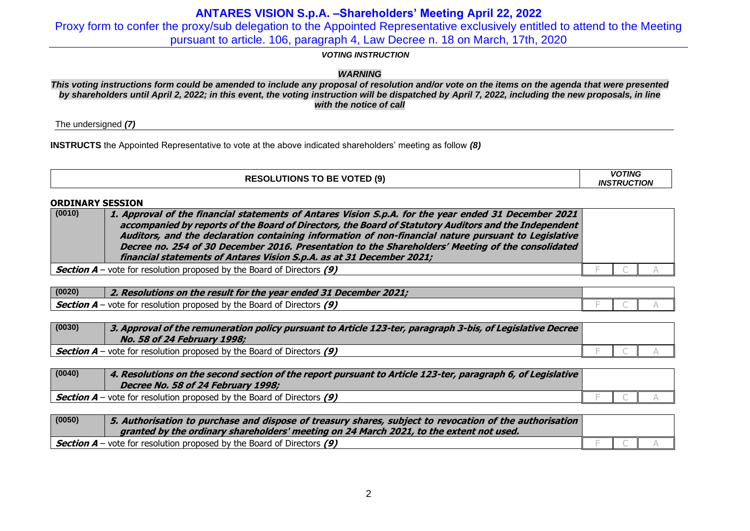# ANTARES VISION S.p.A. –Shareholders' Meeting April 22, 2022

Proxy form to confer the proxy/sub delegation to the Appointed Representative exclusively entitled to attend to the Meeting pursuant to article. 106, paragraph 4, Law Decree n. 18 on March, 17th, 2020

***VOTING INSTRUCTION***

***WARNING***

***This voting instructions form could be amended to include any proposal of resolution and/or vote on the items on the agenda that were presented by shareholders until April 2, 2022; in this event, the voting instruction will be dispatched by April 7, 2022, including the new proposals, in line with the notice of call***

The undersigned ***(7)***

**INSTRUCTS** the Appointed Representative to vote at the above indicated shareholders' meeting as follow ***(8)***

| **RESOLUTIONS TO BE VOTED (9)** | ***VOTING INSTRUCTION*** |
|---|---|

**ORDINARY SESSION**

| | | | | |
|---|---|---|---|---|
| **(0010)** | ***1. Approval of the financial statements of Antares Vision S.p.A. for the year ended 31 December 2021 accompanied by reports of the Board of Directors, the Board of Statutory Auditors and the Independent Auditors, and the declaration containing information of non-financial nature pursuant to Legislative Decree no. 254 of 30 December 2016. Presentation to the Shareholders' Meeting of the consolidated financial statements of Antares Vision S.p.A. as at 31 December 2021;*** | | | |
| ***Section A*** – vote for resolution proposed by the Board of Directors ***(9)*** | | F | C | A |

| | | | | |
|---|---|---|---|---|
| **(0020)** | ***2. Resolutions on the result for the year ended 31 December 2021;*** | | | |
| ***Section A*** – vote for resolution proposed by the Board of Directors ***(9)*** | | F | C | A |

| | | | | |
|---|---|---|---|---|
| **(0030)** | ***3. Approval of the remuneration policy pursuant to Article 123-ter, paragraph 3-bis, of Legislative Decree No. 58 of 24 February 1998;*** | | | |
| ***Section A*** – vote for resolution proposed by the Board of Directors ***(9)*** | | F | C | A |

| | | | | |
|---|---|---|---|---|
| **(0040)** | ***4. Resolutions on the second section of the report pursuant to Article 123-ter, paragraph 6, of Legislative Decree No. 58 of 24 February 1998;*** | | | |
| ***Section A*** – vote for resolution proposed by the Board of Directors ***(9)*** | | F | C | A |

| | | | | |
|---|---|---|---|---|
| **(0050)** | ***5. Authorisation to purchase and dispose of treasury shares, subject to revocation of the authorisation granted by the ordinary shareholders' meeting on 24 March 2021, to the extent not used.*** | | | |
| ***Section A*** – vote for resolution proposed by the Board of Directors ***(9)*** | | F | C | A |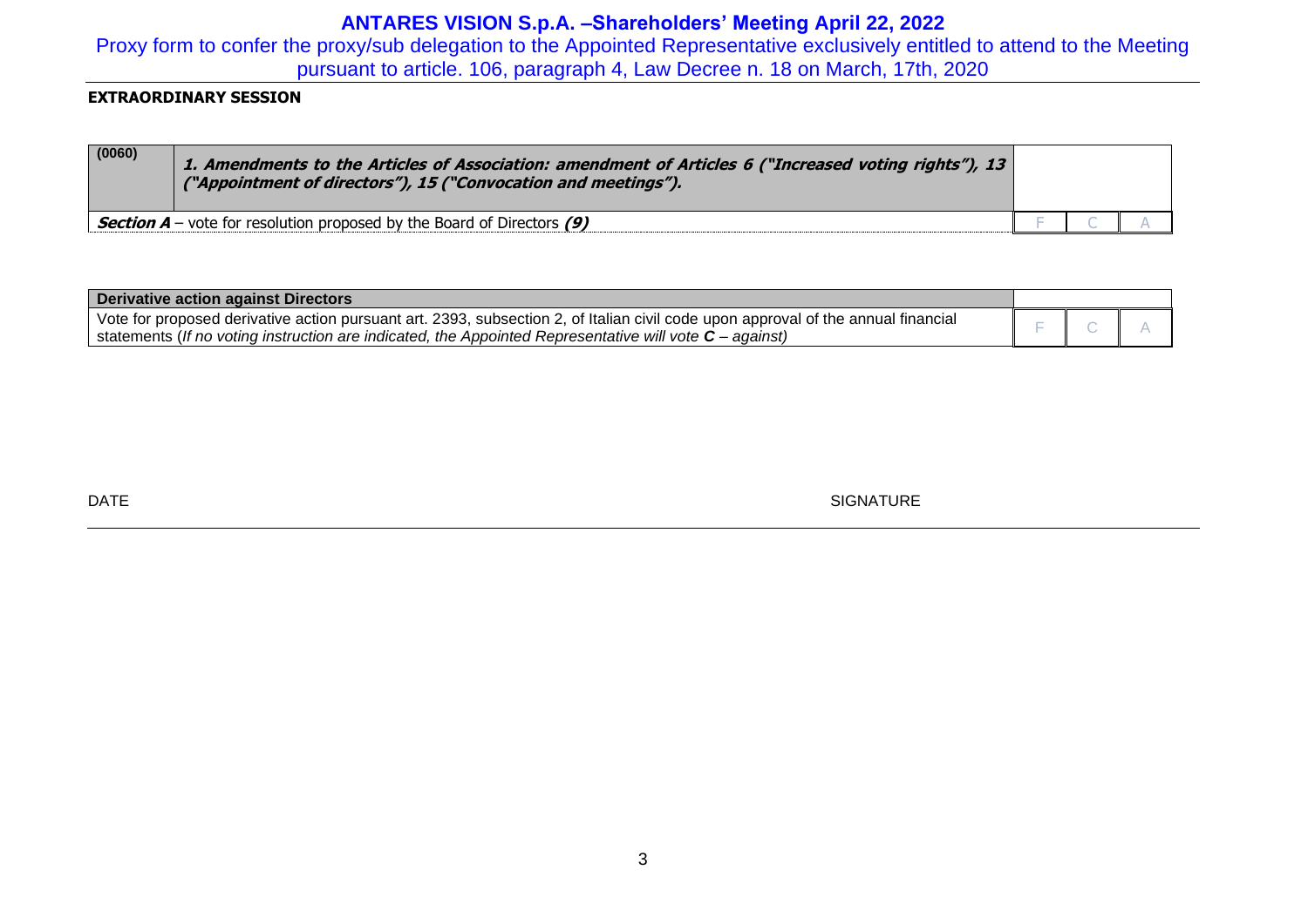# ANTARES VISION S.p.A. –Shareholders' Meeting April 22, 2022

Proxy form to confer the proxy/sub delegation to the Appointed Representative exclusively entitled to attend to the Meeting pursuant to article. 106, paragraph 4, Law Decree n. 18 on March, 17th, 2020

**EXTRAORDINARY SESSION**

| (0060) | ***1. Amendments to the Articles of Association: amendment of Articles 6 ("Increased voting rights"), 13 ("Appointment of directors"), 15 ("Convocation and meetings").*** | | | |
|---|---|---|---|---|
| ***Section A*** – vote for resolution proposed by the Board of Directors ***(9)*** | | F | C | A |

| **Derivative action against Directors** | | | |
|---|---|---|---|
| Vote for proposed derivative action pursuant art. 2393, subsection 2, of Italian civil code upon approval of the annual financial statements (*If no voting instruction are indicated, the Appointed Representative will vote **C** – against)* | F | C | A |

DATE SIGNATURE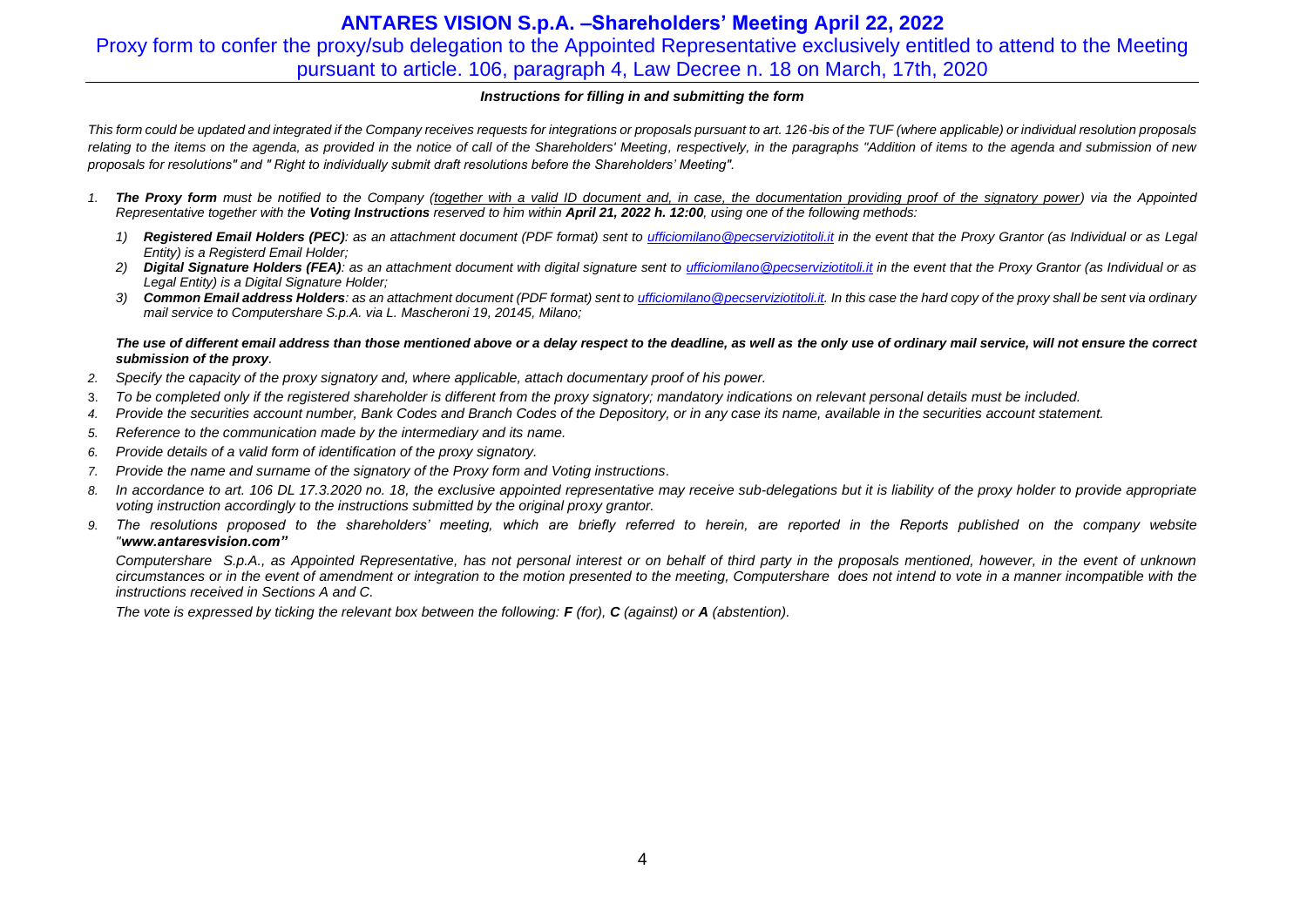# ANTARES VISION S.p.A. –Shareholders' Meeting April 22, 2022

## Proxy form to confer the proxy/sub delegation to the Appointed Representative exclusively entitled to attend to the Meeting pursuant to article. 106, paragraph 4, Law Decree n. 18 on March, 17th, 2020

***Instructions for filling in and submitting the form***

*This form could be updated and integrated if the Company receives requests for integrations or proposals pursuant to art. 126-bis of the TUF (where applicable) or individual resolution proposals relating to the items on the agenda, as provided in the notice of call of the Shareholders' Meeting, respectively, in the paragraphs "Addition of items to the agenda and submission of new proposals for resolutions" and " Right to individually submit draft resolutions before the Shareholders' Meeting".*

1. ***The Proxy form*** *must be notified to the Company (together with a valid ID document and, in case, the documentation providing proof of the signatory power) via the Appointed Representative together with the* ***Voting Instructions*** *reserved to him within* ***April 21, 2022 h. 12:00****, using one of the following methods:*
   1) ***Registered Email Holders (PEC)****: as an attachment document (PDF format) sent to ufficiomilano@pecserviziotitoli.it in the event that the Proxy Grantor (as Individual or as Legal Entity) is a Registerd Email Holder;*
   2) ***Digital Signature Holders (FEA)****: as an attachment document with digital signature sent to ufficiomilano@pecserviziotitoli.it in the event that the Proxy Grantor (as Individual or as Legal Entity) is a Digital Signature Holder;*
   3) ***Common Email address Holders****: as an attachment document (PDF format) sent to ufficiomilano@pecserviziotitoli.it. In this case the hard copy of the proxy shall be sent via ordinary mail service to Computershare S.p.A. via L. Mascheroni 19, 20145, Milano;*

   ***The use of different email address than those mentioned above or a delay respect to the deadline, as well as the only use of ordinary mail service, will not ensure the correct submission of the proxy****.*
2. *Specify the capacity of the proxy signatory and, where applicable, attach documentary proof of his power.*
3. *To be completed only if the registered shareholder is different from the proxy signatory; mandatory indications on relevant personal details must be included.*
4. *Provide the securities account number, Bank Codes and Branch Codes of the Depository, or in any case its name, available in the securities account statement.*
5. *Reference to the communication made by the intermediary and its name.*
6. *Provide details of a valid form of identification of the proxy signatory.*
7. *Provide the name and surname of the signatory of the Proxy form and Voting instructions.*
8. *In accordance to art. 106 DL 17.3.2020 no. 18, the exclusive appointed representative may receive sub-delegations but it is liability of the proxy holder to provide appropriate voting instruction accordingly to the instructions submitted by the original proxy grantor.*
9. *The resolutions proposed to the shareholders' meeting, which are briefly referred to herein, are reported in the Reports published on the company website "****www.antaresvision.com****"*

   *Computershare S.p.A., as Appointed Representative, has not personal interest or on behalf of third party in the proposals mentioned, however, in the event of unknown circumstances or in the event of amendment or integration to the motion presented to the meeting, Computershare does not intend to vote in a manner incompatible with the instructions received in Sections A and C.*

   *The vote is expressed by ticking the relevant box between the following:* ***F*** *(for),* ***C*** *(against) or* ***A*** *(abstention).*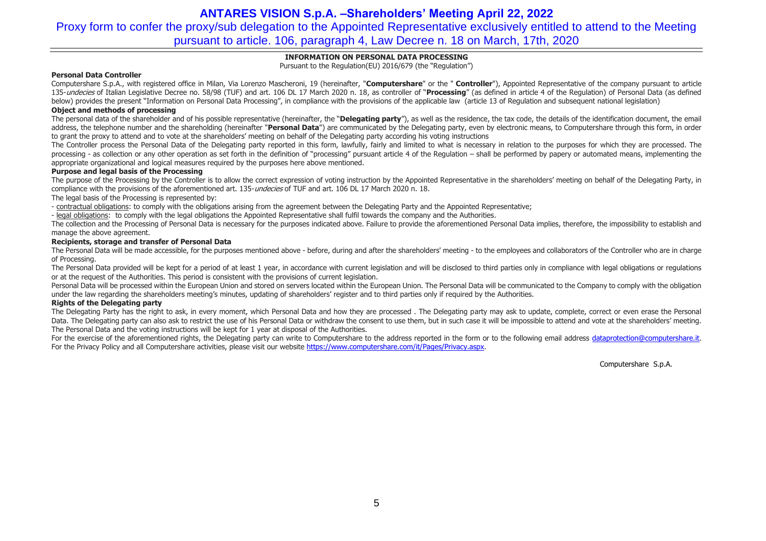# ANTARES VISION S.p.A. –Shareholders' Meeting April 22, 2022

## Proxy form to confer the proxy/sub delegation to the Appointed Representative exclusively entitled to attend to the Meeting pursuant to article. 106, paragraph 4, Law Decree n. 18 on March, 17th, 2020

**INFORMATION ON PERSONAL DATA PROCESSING**

Pursuant to the Regulation(EU) 2016/679 (the "Regulation")

**Personal Data Controller**

Computershare S.p.A., with registered office in Milan, Via Lorenzo Mascheroni, 19 (hereinafter, "**Computershare**" or the " **Controller**"), Appointed Representative of the company pursuant to article 135-*undecies* of Italian Legislative Decree no. 58/98 (TUF) and art. 106 DL 17 March 2020 n. 18, as controller of "**Processing**" (as defined in article 4 of the Regulation) of Personal Data (as defined below) provides the present "Information on Personal Data Processing", in compliance with the provisions of the applicable law (article 13 of Regulation and subsequent national legislation)

**Object and methods of processing**

The personal data of the shareholder and of his possible representative (hereinafter, the "**Delegating party**"), as well as the residence, the tax code, the details of the identification document, the email address, the telephone number and the shareholding (hereinafter "**Personal Data**") are communicated by the Delegating party, even by electronic means, to Computershare through this form, in order to grant the proxy to attend and to vote at the shareholders' meeting on behalf of the Delegating party according his voting instructions

The Controller process the Personal Data of the Delegating party reported in this form, lawfully, fairly and limited to what is necessary in relation to the purposes for which they are processed. The processing - as collection or any other operation as set forth in the definition of "processing" pursuant article 4 of the Regulation – shall be performed by papery or automated means, implementing the appropriate organizational and logical measures required by the purposes here above mentioned.

**Purpose and legal basis of the Processing**

The purpose of the Processing by the Controller is to allow the correct expression of voting instruction by the Appointed Representative in the shareholders' meeting on behalf of the Delegating Party, in compliance with the provisions of the aforementioned art. 135-*undecies* of TUF and art. 106 DL 17 March 2020 n. 18.

The legal basis of the Processing is represented by:

- contractual obligations: to comply with the obligations arising from the agreement between the Delegating Party and the Appointed Representative;
- legal obligations: to comply with the legal obligations the Appointed Representative shall fulfil towards the company and the Authorities.

The collection and the Processing of Personal Data is necessary for the purposes indicated above. Failure to provide the aforementioned Personal Data implies, therefore, the impossibility to establish and manage the above agreement.

**Recipients, storage and transfer of Personal Data**

The Personal Data will be made accessible, for the purposes mentioned above - before, during and after the shareholders' meeting - to the employees and collaborators of the Controller who are in charge of Processing.

The Personal Data provided will be kept for a period of at least 1 year, in accordance with current legislation and will be disclosed to third parties only in compliance with legal obligations or regulations or at the request of the Authorities. This period is consistent with the provisions of current legislation.

Personal Data will be processed within the European Union and stored on servers located within the European Union. The Personal Data will be communicated to the Company to comply with the obligation under the law regarding the shareholders meeting's minutes, updating of shareholders' register and to third parties only if required by the Authorities.

**Rights of the Delegating party**

The Delegating Party has the right to ask, in every moment, which Personal Data and how they are processed . The Delegating party may ask to update, complete, correct or even erase the Personal Data. The Delegating party can also ask to restrict the use of his Personal Data or withdraw the consent to use them, but in such case it will be impossible to attend and vote at the shareholders' meeting. The Personal Data and the voting instructions will be kept for 1 year at disposal of the Authorities.

For the exercise of the aforementioned rights, the Delegating party can write to Computershare to the address reported in the form or to the following email address dataprotection@computershare.it. For the Privacy Policy and all Computershare activities, please visit our website https://www.computershare.com/it/Pages/Privacy.aspx.

Computershare S.p.A.